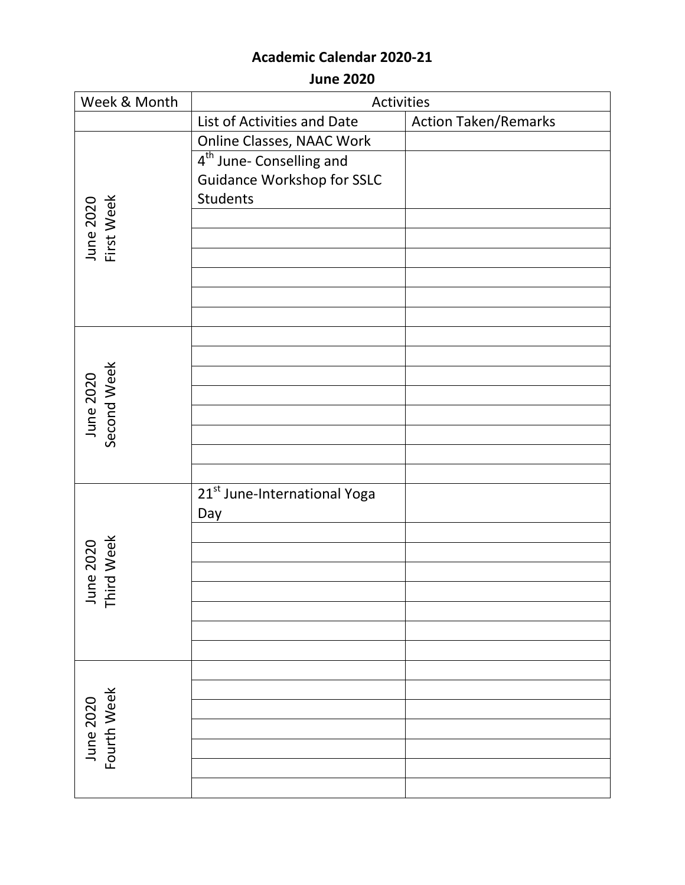# Academic Calendar 2020-21

## June 2020

| Week & Month | Activities | |
|---|---|---|
| | List of Activities and Date | Action Taken/Remarks |
| June 2020 First Week | Online Classes, NAAC Work | |
| | 4th June- Conselling and Guidance Workshop for SSLC Students | |
| | | |
| | | |
| | | |
| | | |
| | | |
| | | |
| June 2020 Second Week | | |
| | | |
| | | |
| | | |
| | | |
| | | |
| | | |
| | | |
| June 2020 Third Week | 21st June-International Yoga Day | |
| | | |
| | | |
| | | |
| | | |
| | | |
| | | |
| | | |
| June 2020 Fourth Week | | |
| | | |
| | | |
| | | |
| | | |
| | | |
| | | |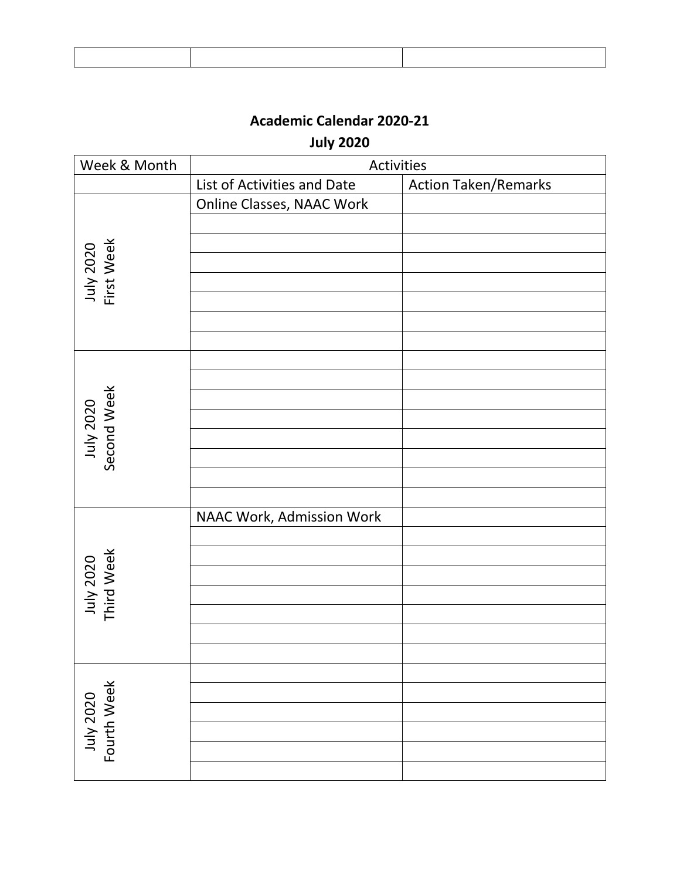| | | |
|---|---|---|

## Academic Calendar 2020-21

## July 2020

| Week & Month | Activities | |
|---|---|---|
| | List of Activities and Date | Action Taken/Remarks |
| July 2020 First Week | Online Classes, NAAC Work | |
| | | |
| | | |
| | | |
| | | |
| | | |
| | | |
| | | |
| July 2020 Second Week | | |
| | | |
| | | |
| | | |
| | | |
| | | |
| | | |
| | | |
| July 2020 Third Week | NAAC Work, Admission Work | |
| | | |
| | | |
| | | |
| | | |
| | | |
| | | |
| | | |
| July 2020 Fourth Week | | |
| | | |
| | | |
| | | |
| | | |
| | | |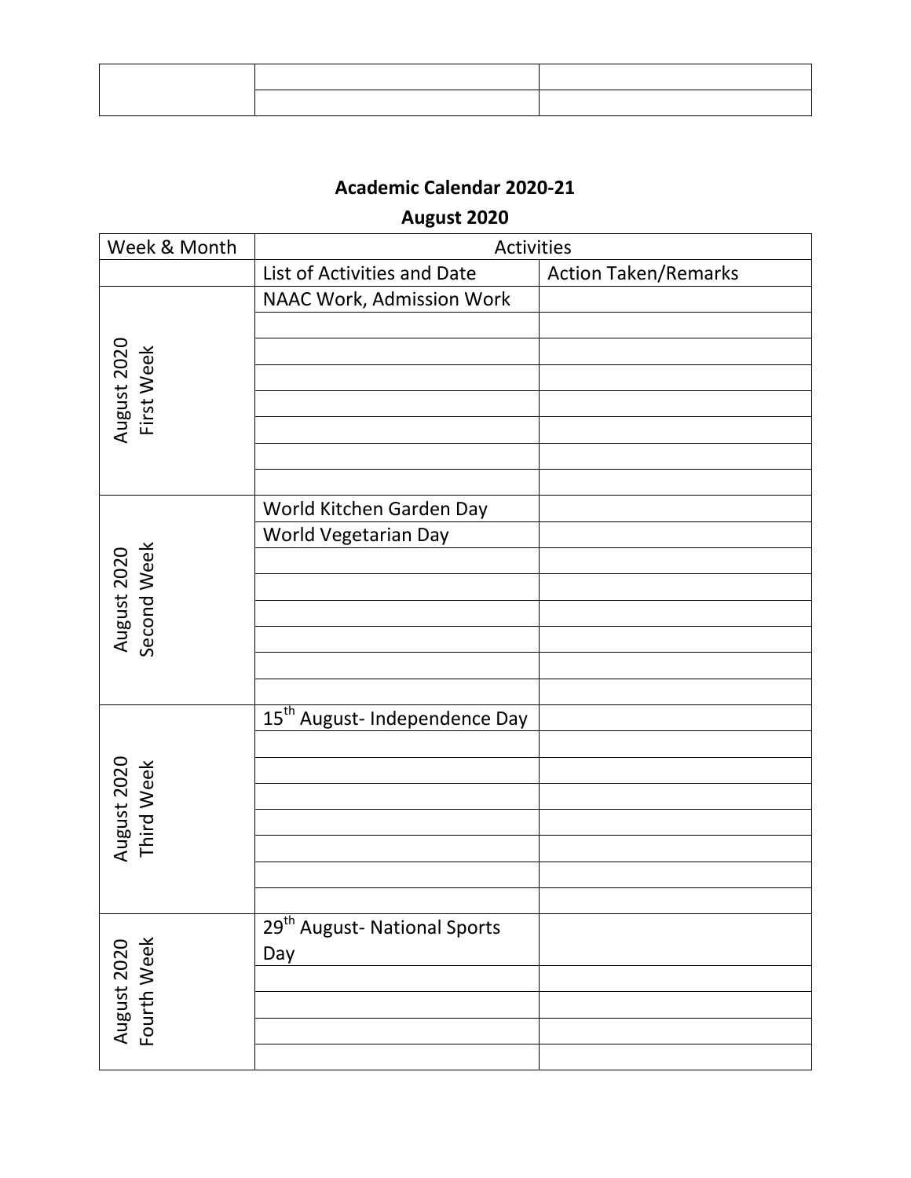| | | |
|---|---|---|
| | | |
| | | |

**Academic Calendar 2020-21**

**August 2020**

| Week & Month | Activities | |
|---|---|---|
| | List of Activities and Date | Action Taken/Remarks |
| August 2020 First Week | NAAC Work, Admission Work | |
| | | |
| | | |
| | | |
| | | |
| | | |
| | | |
| | | |
| August 2020 Second Week | World Kitchen Garden Day | |
| | World Vegetarian Day | |
| | | |
| | | |
| | | |
| | | |
| | | |
| | | |
| August 2020 Third Week | 15th August- Independence Day | |
| | | |
| | | |
| | | |
| | | |
| | | |
| | | |
| | | |
| August 2020 Fourth Week | 29th August- National Sports Day | |
| | | |
| | | |
| | | |
| | | |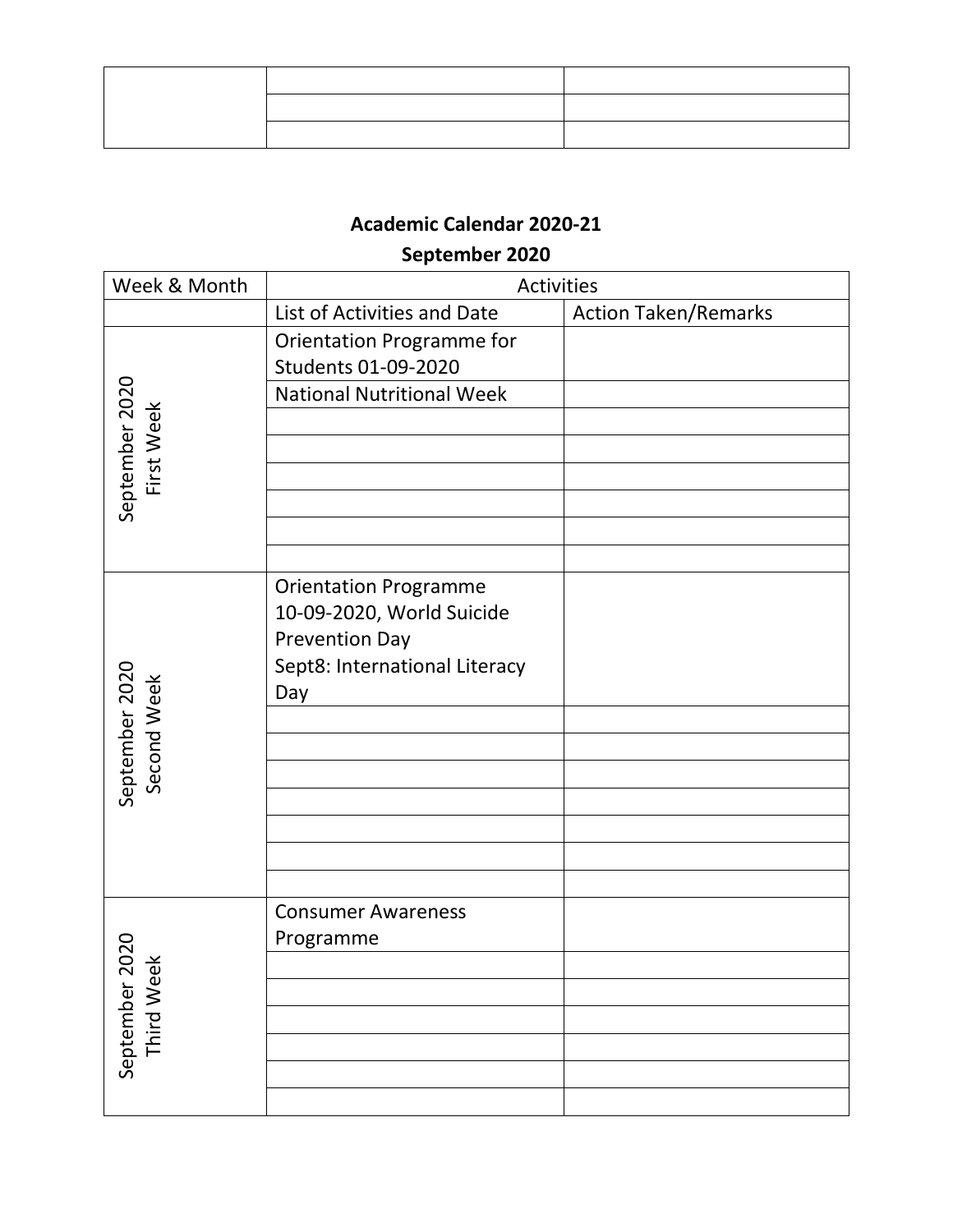| | | |
|---|---|---|
| | | |
| | | |
| | | |

**Academic Calendar 2020-21**

**September 2020**

| Week & Month | Activities | |
|---|---|---|
| | List of Activities and Date | Action Taken/Remarks |
| September 2020 First Week | Orientation Programme for Students 01-09-2020 | |
| | National Nutritional Week | |
| | | |
| | | |
| | | |
| | | |
| | | |
| | | |
| September 2020 Second Week | Orientation Programme 10-09-2020, World Suicide Prevention Day Sept8: International Literacy Day | |
| | | |
| | | |
| | | |
| | | |
| | | |
| | | |
| | | |
| September 2020 Third Week | Consumer Awareness Programme | |
| | | |
| | | |
| | | |
| | | |
| | | |
| | | |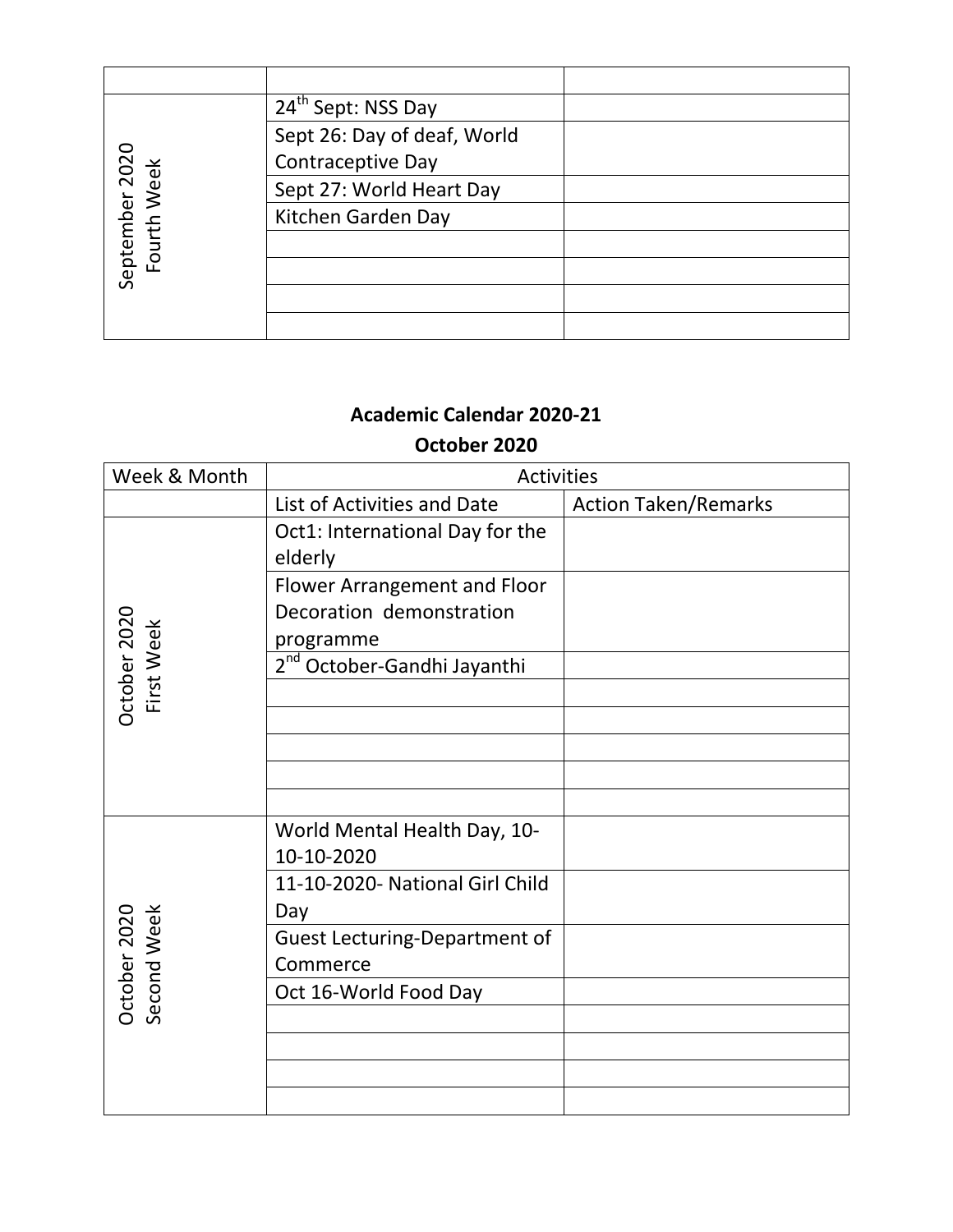| | | |
|---|---|---|
| | | |
| September 2020 Fourth Week | 24th Sept: NSS Day | |
| | Sept 26: Day of deaf, World Contraceptive Day | |
| | Sept 27: World Heart Day | |
| | Kitchen Garden Day | |
| | | |
| | | |
| | | |
| | | |

**Academic Calendar 2020-21**

**October 2020**

| Week & Month | Activities | |
|---|---|---|
| | List of Activities and Date | Action Taken/Remarks |
| October 2020 First Week | Oct1: International Day for the elderly | |
| | Flower Arrangement and Floor Decoration demonstration programme | |
| | 2nd October-Gandhi Jayanthi | |
| | | |
| | | |
| | | |
| | | |
| | | |
| October 2020 Second Week | World Mental Health Day, 10-10-10-2020 | |
| | 11-10-2020- National Girl Child Day | |
| | Guest Lecturing-Department of Commerce | |
| | Oct 16-World Food Day | |
| | | |
| | | |
| | | |
| | | |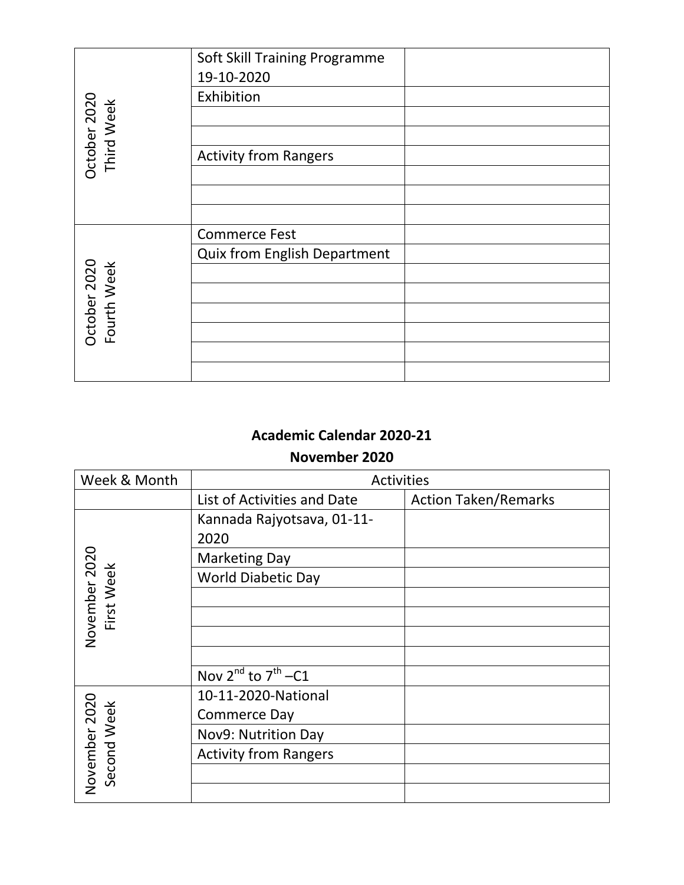| | | |
|---|---|---|
| October 2020 Third Week | Soft Skill Training Programme 19-10-2020 | |
| | Exhibition | |
| | | |
| | | |
| | Activity from Rangers | |
| | | |
| | | |
| | | |
| October 2020 Fourth Week | Commerce Fest | |
| | Quix from English Department | |
| | | |
| | | |
| | | |
| | | |
| | | |
| | | |

## Academic Calendar 2020-21

## November 2020

| Week & Month | Activities | |
|---|---|---|
| | List of Activities and Date | Action Taken/Remarks |
| November 2020 First Week | Kannada Rajyotsava, 01-11-2020 | |
| | Marketing Day | |
| | World Diabetic Day | |
| | | |
| | | |
| | | |
| | | |
| | Nov 2nd to 7th –C1 | |
| November 2020 Second Week | 10-11-2020-National Commerce Day | |
| | Nov9: Nutrition Day | |
| | Activity from Rangers | |
| | | |
| | | |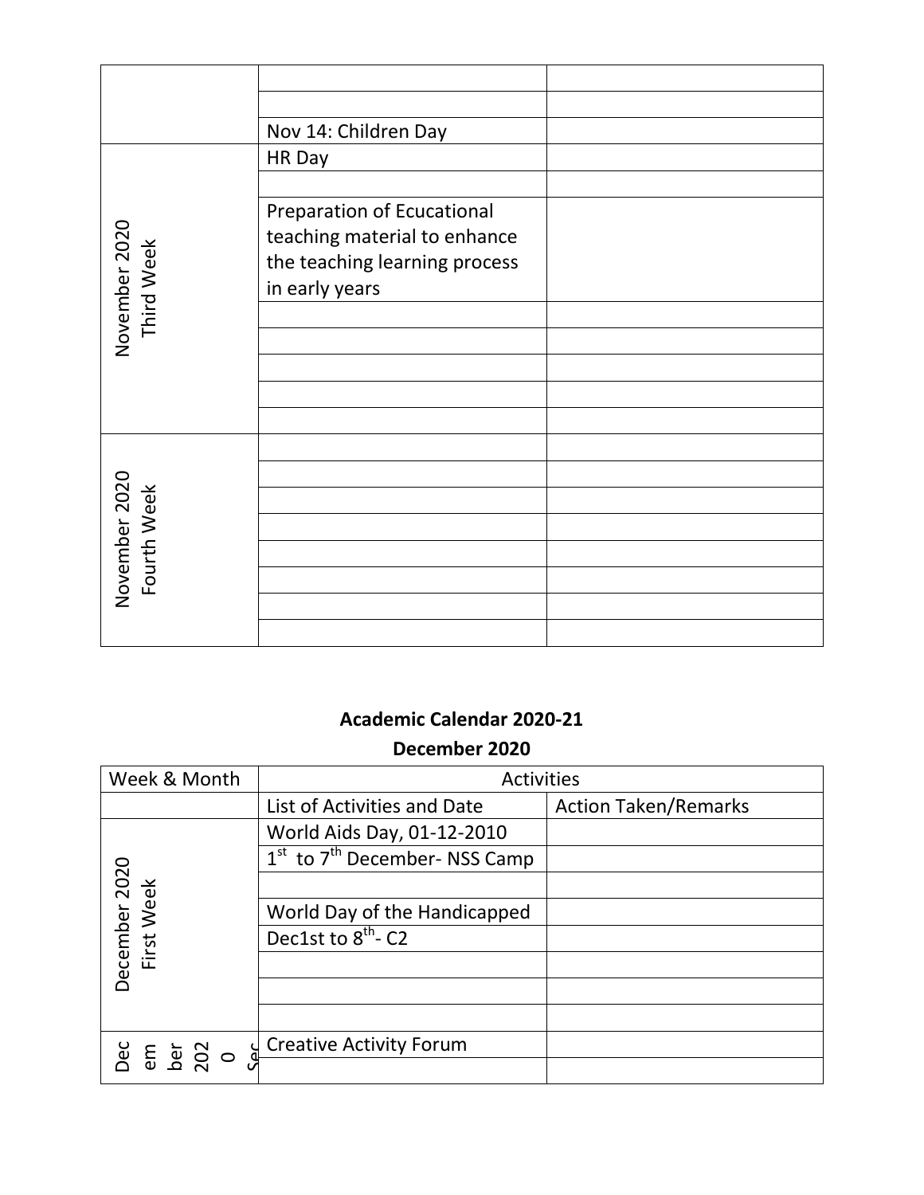| | | |
|---|---|---|
| | | |
| | | |
| | Nov 14: Children Day | |
| November 2020 Third Week | HR Day | |
| | | |
| | Preparation of Ecucational teaching material to enhance the teaching learning process in early years | |
| | | |
| | | |
| | | |
| | | |
| | | |
| November 2020 Fourth Week | | |
| | | |
| | | |
| | | |
| | | |
| | | |
| | | |
| | | |

**Academic Calendar 2020-21**

**December 2020**

| Week & Month | Activities | |
|---|---|---|
| | List of Activities and Date | Action Taken/Remarks |
| December 2020 First Week | World Aids Day, 01-12-2010 | |
| | 1st to 7th December- NSS Camp | |
| | | |
| | World Day of the Handicapped | |
| | Dec1st to 8th- C2 | |
| | | |
| | | |
| | | |
| December 2020 Sec | Creative Activity Forum | |
| | | |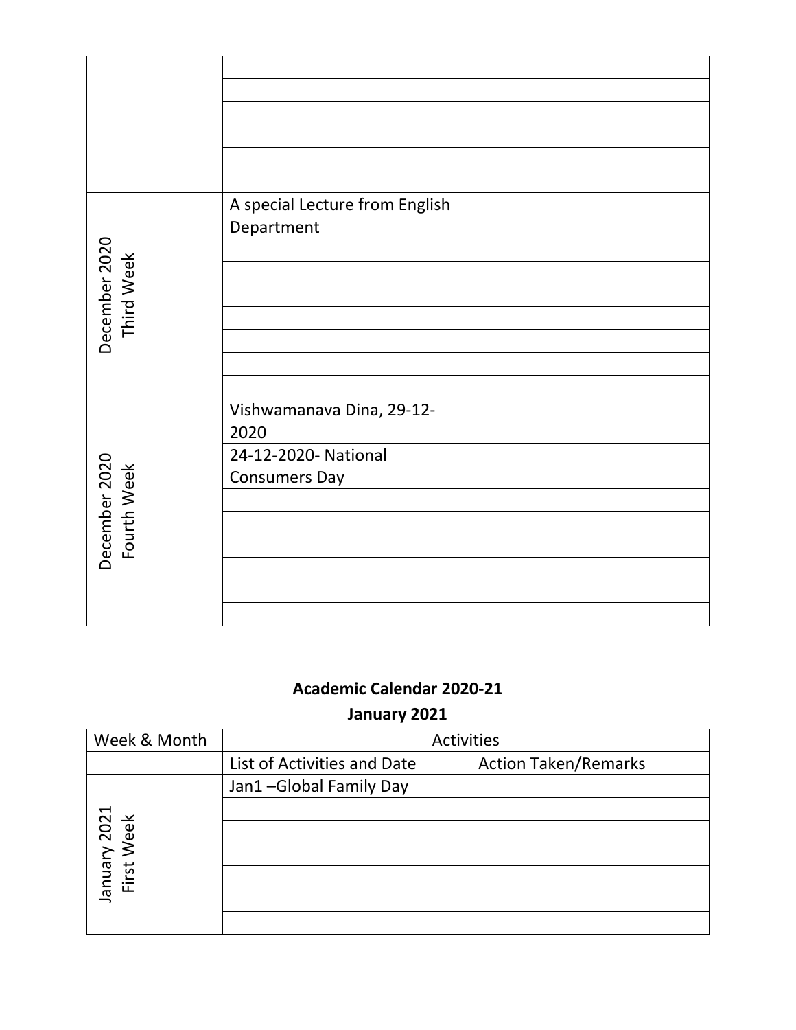| | | |
|---|---|---|
| | | |
| | | |
| | | |
| | | |
| | | |
| | | |
| December 2020 Third Week | A special Lecture from English Department | |
| | | |
| | | |
| | | |
| | | |
| | | |
| | | |
| | | |
| December 2020 Fourth Week | Vishwamanava Dina, 29-12-2020 | |
| | 24-12-2020- National Consumers Day | |
| | | |
| | | |
| | | |
| | | |
| | | |
| | | |

**Academic Calendar 2020-21**

**January 2021**

| Week & Month | Activities | |
|---|---|---|
| | List of Activities and Date | Action Taken/Remarks |
| January 2021 First Week | Jan1 –Global Family Day | |
| | | |
| | | |
| | | |
| | | |
| | | |
| | | |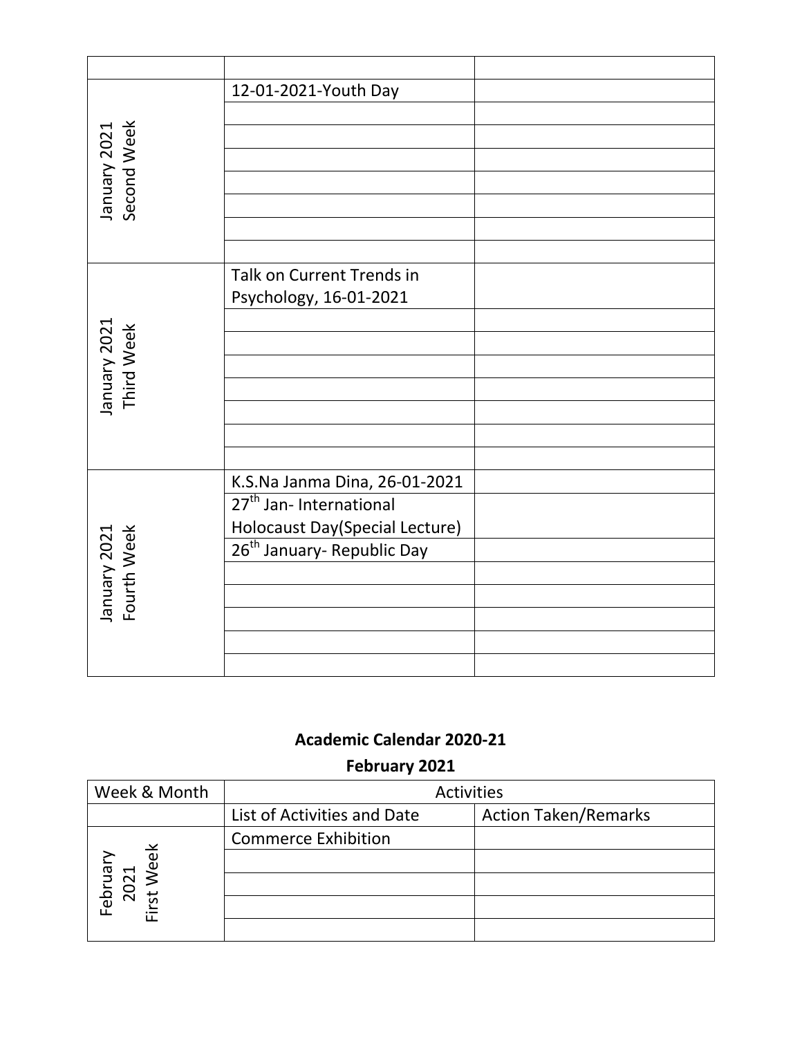| | | |
|---|---|---|
| | | |
| January 2021 Second Week | 12-01-2021-Youth Day | |
| | | |
| | | |
| | | |
| | | |
| | | |
| | | |
| | | |
| January 2021 Third Week | Talk on Current Trends in Psychology, 16-01-2021 | |
| | | |
| | | |
| | | |
| | | |
| | | |
| | | |
| | | |
| January 2021 Fourth Week | K.S.Na Janma Dina, 26-01-2021 | |
| | 27th Jan- International Holocaust Day(Special Lecture) | |
| | 26th January- Republic Day | |
| | | |
| | | |
| | | |
| | | |
| | | |

## Academic Calendar 2020-21

## February 2021

| Week & Month | Activities | |
|---|---|---|
| | List of Activities and Date | Action Taken/Remarks |
| February 2021 First Week | Commerce Exhibition | |
| | | |
| | | |
| | | |
| | | |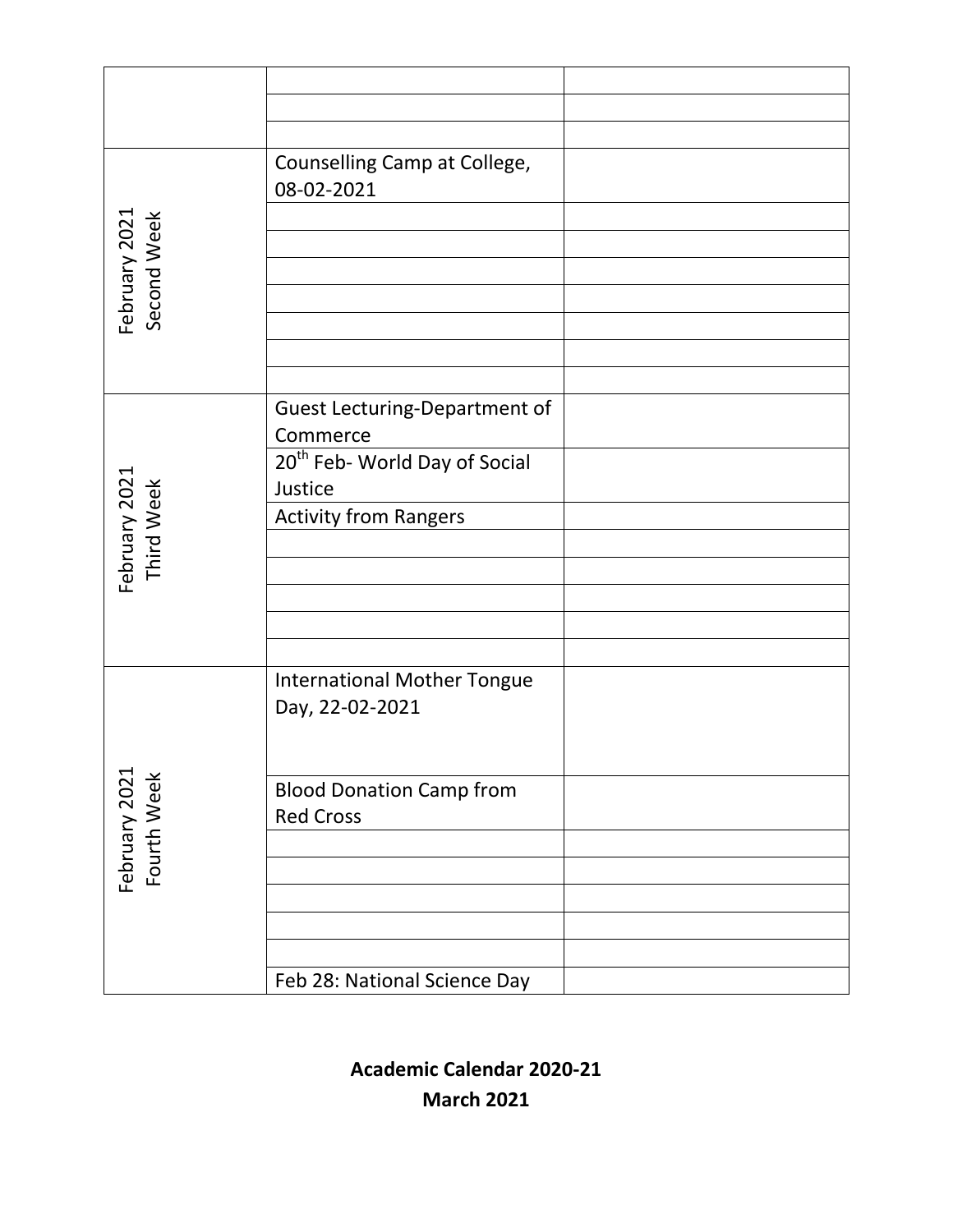| | | |
|---|---|---|
| | | |
| | | |
| | | |
| February 2021 Second Week | Counselling Camp at College, 08-02-2021 | |
| | | |
| | | |
| | | |
| | | |
| | | |
| | | |
| | | |
| February 2021 Third Week | Guest Lecturing-Department of Commerce | |
| | 20th Feb- World Day of Social Justice | |
| | Activity from Rangers | |
| | | |
| | | |
| | | |
| | | |
| | | |
| February 2021 Fourth Week | International Mother Tongue Day, 22-02-2021 | |
| | Blood Donation Camp from Red Cross | |
| | | |
| | | |
| | | |
| | | |
| | | |
| | Feb 28: National Science Day | |

**Academic Calendar 2020-21**

**March 2021**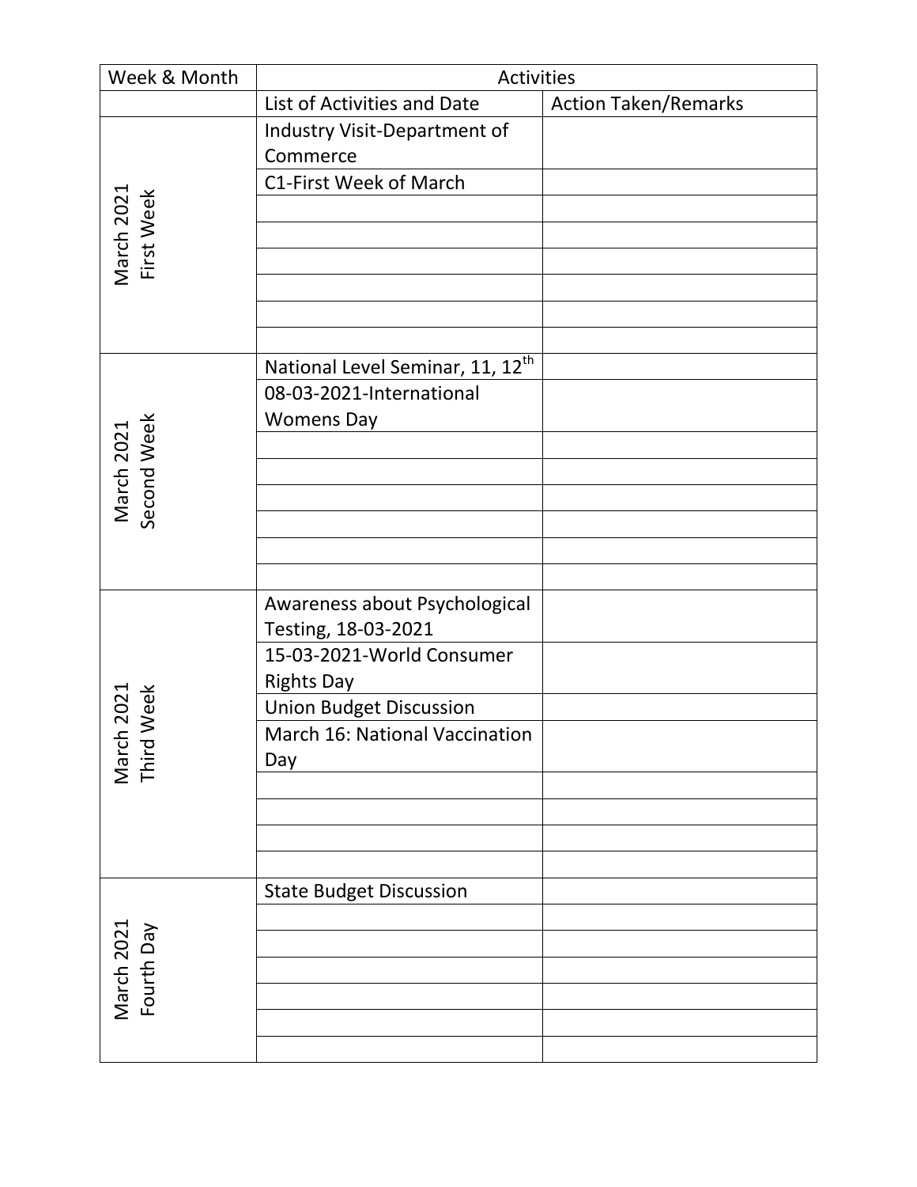| Week & Month | Activities | |
|---|---|---|
| | List of Activities and Date | Action Taken/Remarks |
| March 2021 First Week | Industry Visit-Department of Commerce | |
| | C1-First Week of March | |
| | | |
| | | |
| | | |
| | | |
| | | |
| | | |
| March 2021 Second Week | National Level Seminar, 11, 12th | |
| | 08-03-2021-International Womens Day | |
| | | |
| | | |
| | | |
| | | |
| | | |
| | | |
| March 2021 Third Week | Awareness about Psychological Testing, 18-03-2021 | |
| | 15-03-2021-World Consumer Rights Day | |
| | Union Budget Discussion | |
| | March 16: National Vaccination Day | |
| | | |
| | | |
| | | |
| | | |
| March 2021 Fourth Day | State Budget Discussion | |
| | | |
| | | |
| | | |
| | | |
| | | |
| | | |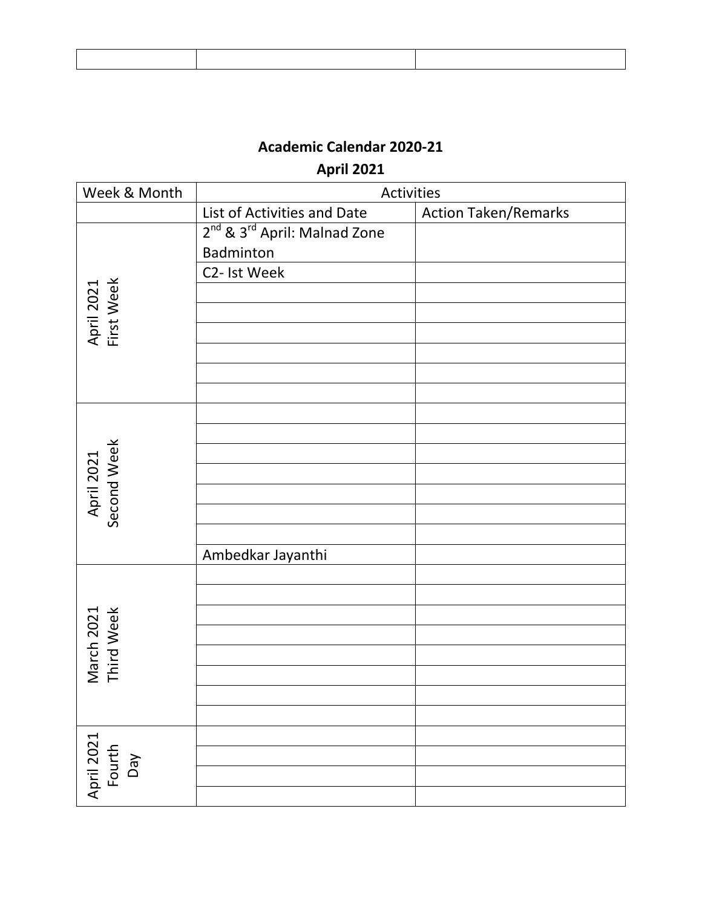| | | |
|---|---|---|

**Academic Calendar 2020-21**

**April 2021**

| Week & Month | Activities | |
|---|---|---|
| | List of Activities and Date | Action Taken/Remarks |
| April 2021 First Week | 2nd & 3rd April: Malnad Zone Badminton | |
| | C2- Ist Week | |
| | | |
| | | |
| | | |
| | | |
| | | |
| | | |
| April 2021 Second Week | | |
| | | |
| | | |
| | | |
| | | |
| | | |
| | | |
| | Ambedkar Jayanthi | |
| March 2021 Third Week | | |
| | | |
| | | |
| | | |
| | | |
| | | |
| | | |
| | | |
| April 2021 Fourth Day | | |
| | | |
| | | |
| | | |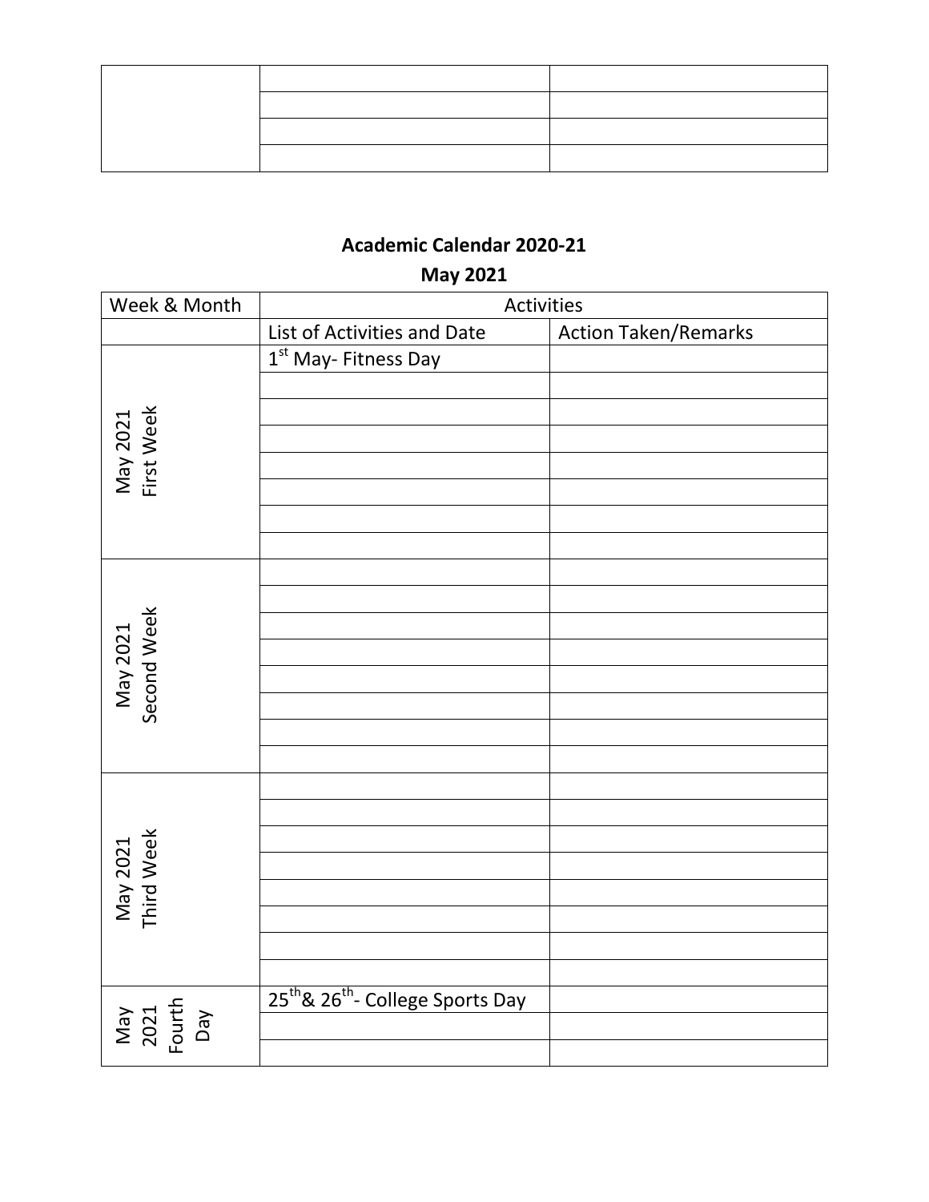| | | |
|---|---|---|
| | | |
| | | |
| | | |
| | | |

**Academic Calendar 2020-21**

**May 2021**

| Week & Month | Activities | |
|---|---|---|
| | List of Activities and Date | Action Taken/Remarks |
| May 2021 First Week | 1st May- Fitness Day | |
| | | |
| | | |
| | | |
| | | |
| | | |
| | | |
| | | |
| May 2021 Second Week | | |
| | | |
| | | |
| | | |
| | | |
| | | |
| | | |
| | | |
| May 2021 Third Week | | |
| | | |
| | | |
| | | |
| | | |
| | | |
| | | |
| | | |
| May 2021 Fourth Day | 25th& 26th- College Sports Day | |
| | | |
| | | |